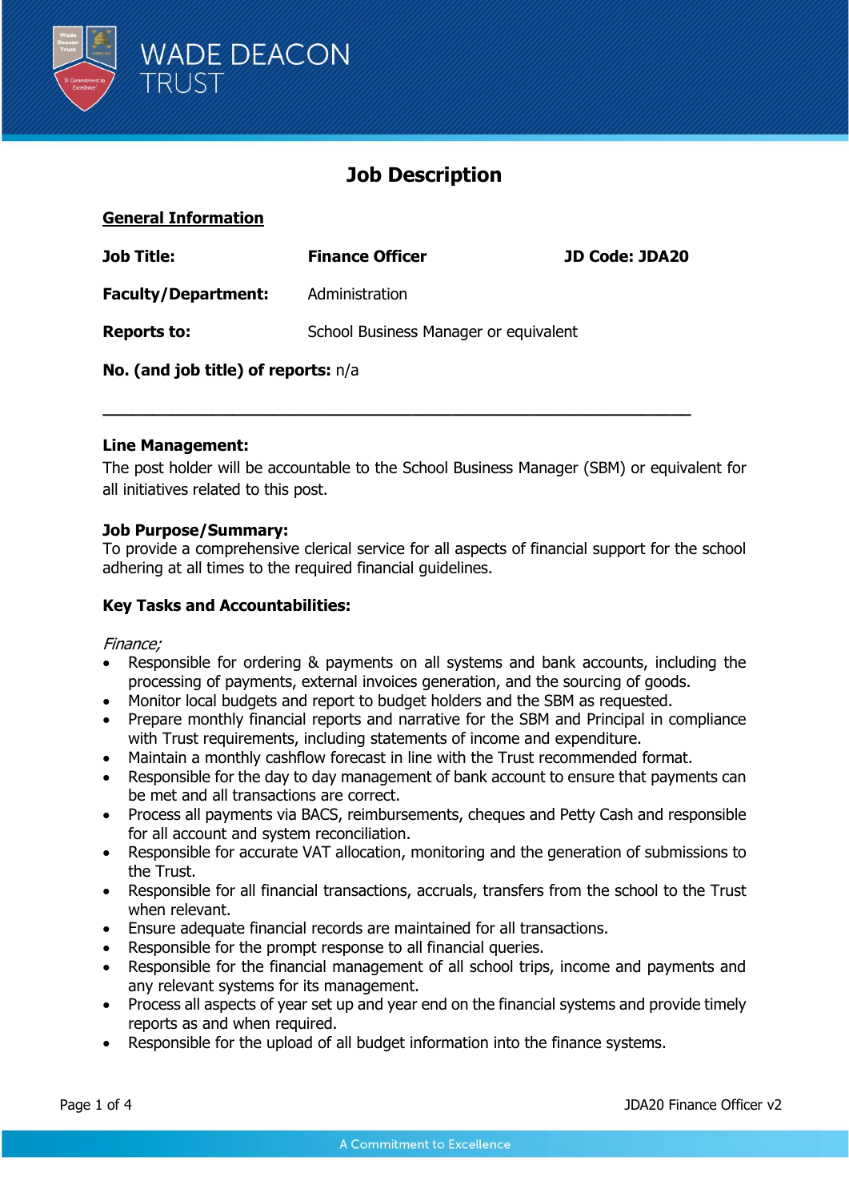# Job Description

## General Information

| | | |
|---|---|---|
| **Job Title:** | **Finance Officer** | **JD Code: JDA20** |
| **Faculty/Department:** | Administration | |
| **Reports to:** | School Business Manager or equivalent | |

**No. (and job title) of reports:** n/a

---

**Line Management:**

The post holder will be accountable to the School Business Manager (SBM) or equivalent for all initiatives related to this post.

**Job Purpose/Summary:**

To provide a comprehensive clerical service for all aspects of financial support for the school adhering at all times to the required financial guidelines.

**Key Tasks and Accountabilities:**

*Finance;*

- Responsible for ordering & payments on all systems and bank accounts, including the processing of payments, external invoices generation, and the sourcing of goods.
- Monitor local budgets and report to budget holders and the SBM as requested.
- Prepare monthly financial reports and narrative for the SBM and Principal in compliance with Trust requirements, including statements of income and expenditure.
- Maintain a monthly cashflow forecast in line with the Trust recommended format.
- Responsible for the day to day management of bank account to ensure that payments can be met and all transactions are correct.
- Process all payments via BACS, reimbursements, cheques and Petty Cash and responsible for all account and system reconciliation.
- Responsible for accurate VAT allocation, monitoring and the generation of submissions to the Trust.
- Responsible for all financial transactions, accruals, transfers from the school to the Trust when relevant.
- Ensure adequate financial records are maintained for all transactions.
- Responsible for the prompt response to all financial queries.
- Responsible for the financial management of all school trips, income and payments and any relevant systems for its management.
- Process all aspects of year set up and year end on the financial systems and provide timely reports as and when required.
- Responsible for the upload of all budget information into the finance systems.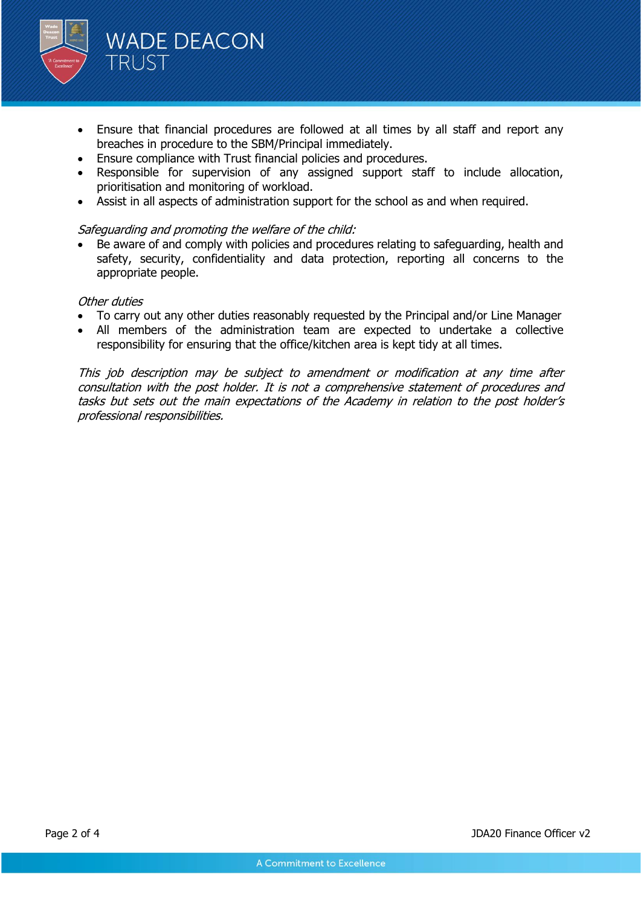- Ensure that financial procedures are followed at all times by all staff and report any breaches in procedure to the SBM/Principal immediately.
- Ensure compliance with Trust financial policies and procedures.
- Responsible for supervision of any assigned support staff to include allocation, prioritisation and monitoring of workload.
- Assist in all aspects of administration support for the school as and when required.

*Safeguarding and promoting the welfare of the child:*

- Be aware of and comply with policies and procedures relating to safeguarding, health and safety, security, confidentiality and data protection, reporting all concerns to the appropriate people.

*Other duties*

- To carry out any other duties reasonably requested by the Principal and/or Line Manager
- All members of the administration team are expected to undertake a collective responsibility for ensuring that the office/kitchen area is kept tidy at all times.

*This job description may be subject to amendment or modification at any time after consultation with the post holder. It is not a comprehensive statement of procedures and tasks but sets out the main expectations of the Academy in relation to the post holder's professional responsibilities.*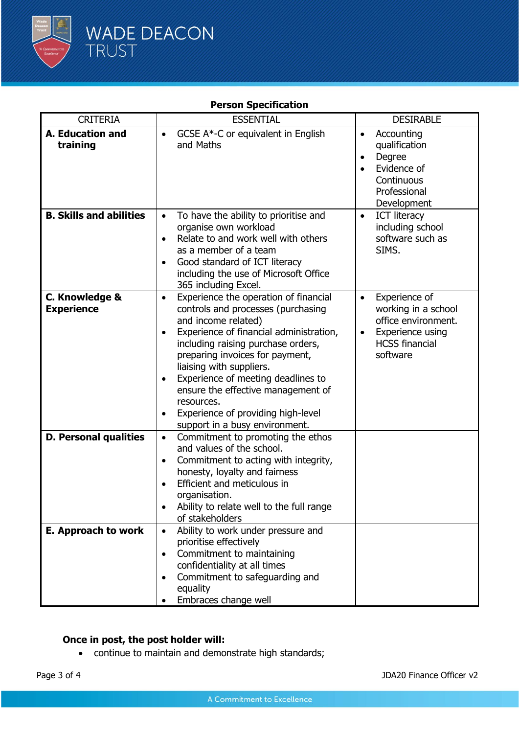## Person Specification

| CRITERIA | ESSENTIAL | DESIRABLE |
|---|---|---|
| **A. Education and training** | • GCSE A*-C or equivalent in English and Maths | • Accounting qualification<br>• Degree<br>• Evidence of Continuous Professional Development |
| **B. Skills and abilities** | • To have the ability to prioritise and organise own workload<br>• Relate to and work well with others as a member of a team<br>• Good standard of ICT literacy including the use of Microsoft Office 365 including Excel. | • ICT literacy including school software such as SIMS. |
| **C. Knowledge & Experience** | • Experience the operation of financial controls and processes (purchasing and income related)<br>• Experience of financial administration, including raising purchase orders, preparing invoices for payment, liaising with suppliers.<br>• Experience of meeting deadlines to ensure the effective management of resources.<br>• Experience of providing high-level support in a busy environment. | • Experience of working in a school office environment.<br>• Experience using HCSS financial software |
| **D. Personal qualities** | • Commitment to promoting the ethos and values of the school.<br>• Commitment to acting with integrity, honesty, loyalty and fairness<br>• Efficient and meticulous in organisation.<br>• Ability to relate well to the full range of stakeholders | |
| **E. Approach to work** | • Ability to work under pressure and prioritise effectively<br>• Commitment to maintaining confidentiality at all times<br>• Commitment to safeguarding and equality<br>• Embraces change well | |

**Once in post, the post holder will:**

- continue to maintain and demonstrate high standards;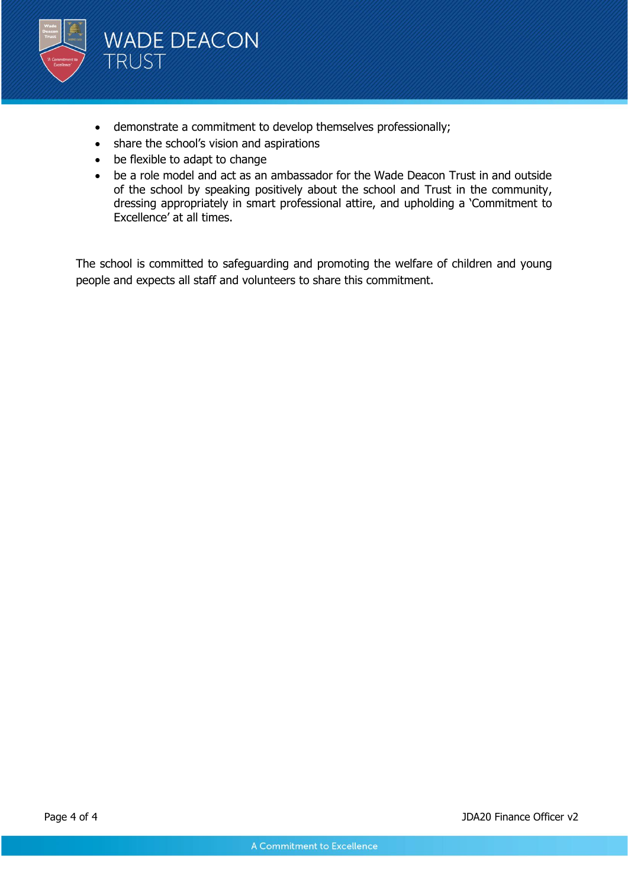- demonstrate a commitment to develop themselves professionally;
- share the school's vision and aspirations
- be flexible to adapt to change
- be a role model and act as an ambassador for the Wade Deacon Trust in and outside of the school by speaking positively about the school and Trust in the community, dressing appropriately in smart professional attire, and upholding a 'Commitment to Excellence' at all times.

The school is committed to safeguarding and promoting the welfare of children and young people and expects all staff and volunteers to share this commitment.